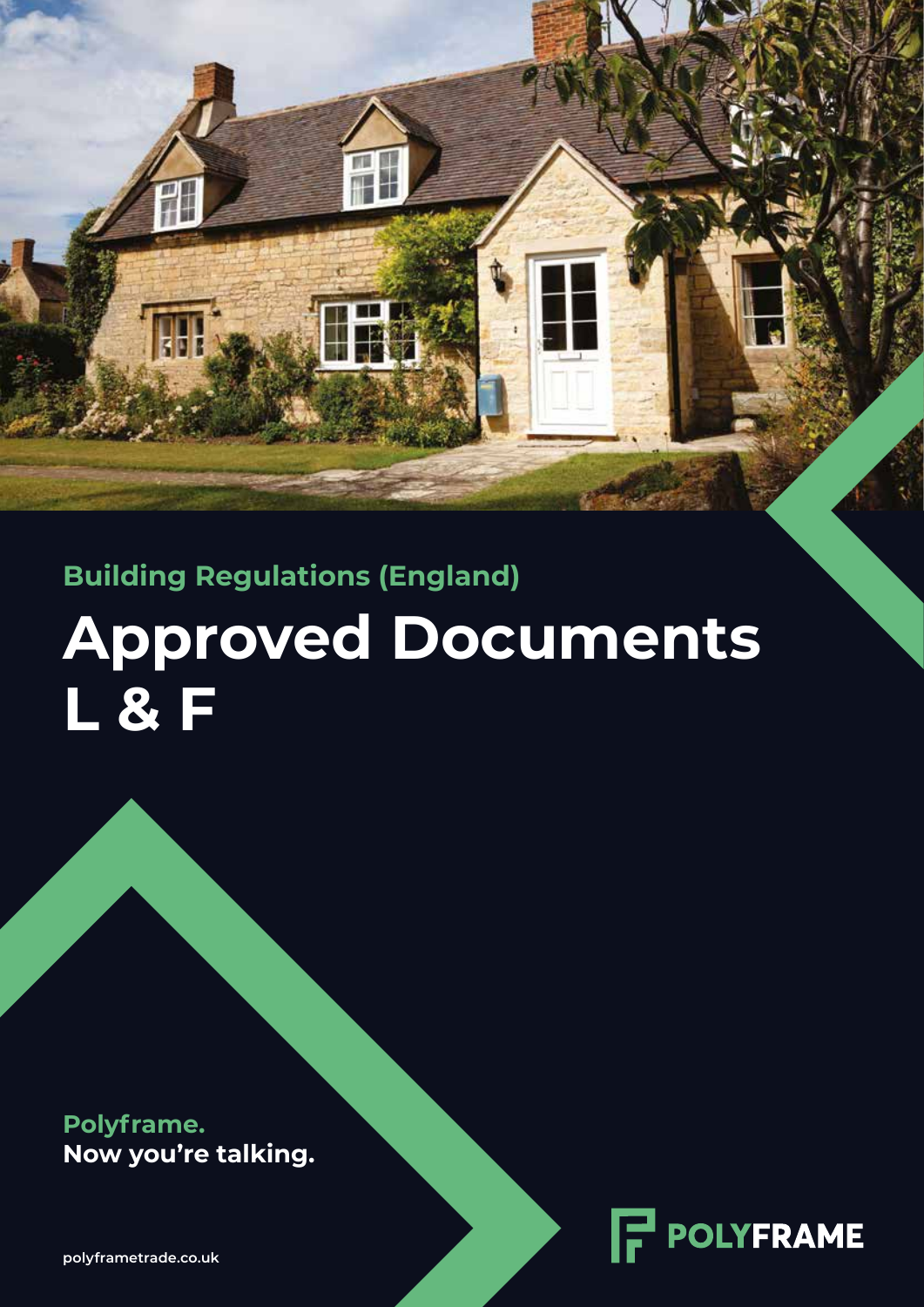**Building Regulations (England)**

# Approved Documents L & F

**Polyframe.**
**Now you're talking.**

POLYFRAME

polyframetrade.co.uk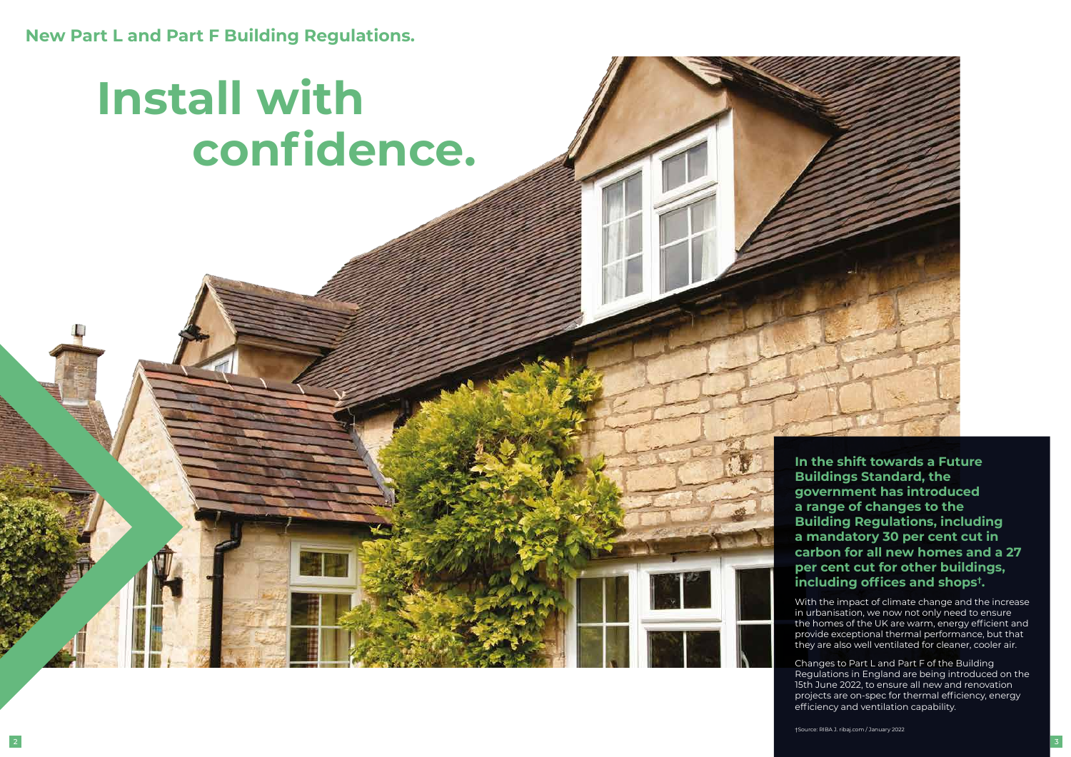**New Part L and Part F Building Regulations.**

# Install with confidence.

**In the shift towards a Future Buildings Standard, the government has introduced a range of changes to the Building Regulations, including a mandatory 30 per cent cut in carbon for all new homes and a 27 per cent cut for other buildings, including offices and shops†.**

With the impact of climate change and the increase in urbanisation, we now not only need to ensure the homes of the UK are warm, energy efficient and provide exceptional thermal performance, but that they are also well ventilated for cleaner, cooler air.

Changes to Part L and Part F of the Building Regulations in England are being introduced on the 15th June 2022, to ensure all new and renovation projects are on-spec for thermal efficiency, energy efficiency and ventilation capability.

†Source: RIBA J. ribaj.com / January 2022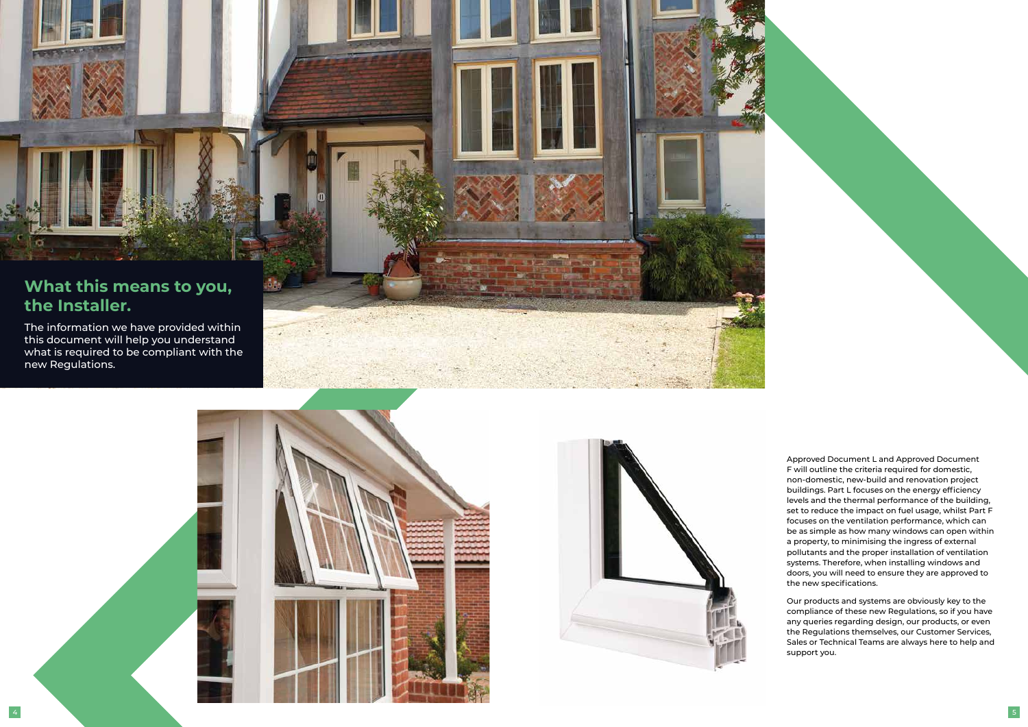## What this means to you, the Installer.

The information we have provided within this document will help you understand what is required to be compliant with the new Regulations.

Approved Document L and Approved Document F will outline the criteria required for domestic, non-domestic, new-build and renovation project buildings. Part L focuses on the energy efficiency levels and the thermal performance of the building, set to reduce the impact on fuel usage, whilst Part F focuses on the ventilation performance, which can be as simple as how many windows can open within a property, to minimising the ingress of external pollutants and the proper installation of ventilation systems. Therefore, when installing windows and doors, you will need to ensure they are approved to the new specifications.

Our products and systems are obviously key to the compliance of these new Regulations, so if you have any queries regarding design, our products, or even the Regulations themselves, our Customer Services, Sales or Technical Teams are always here to help and support you.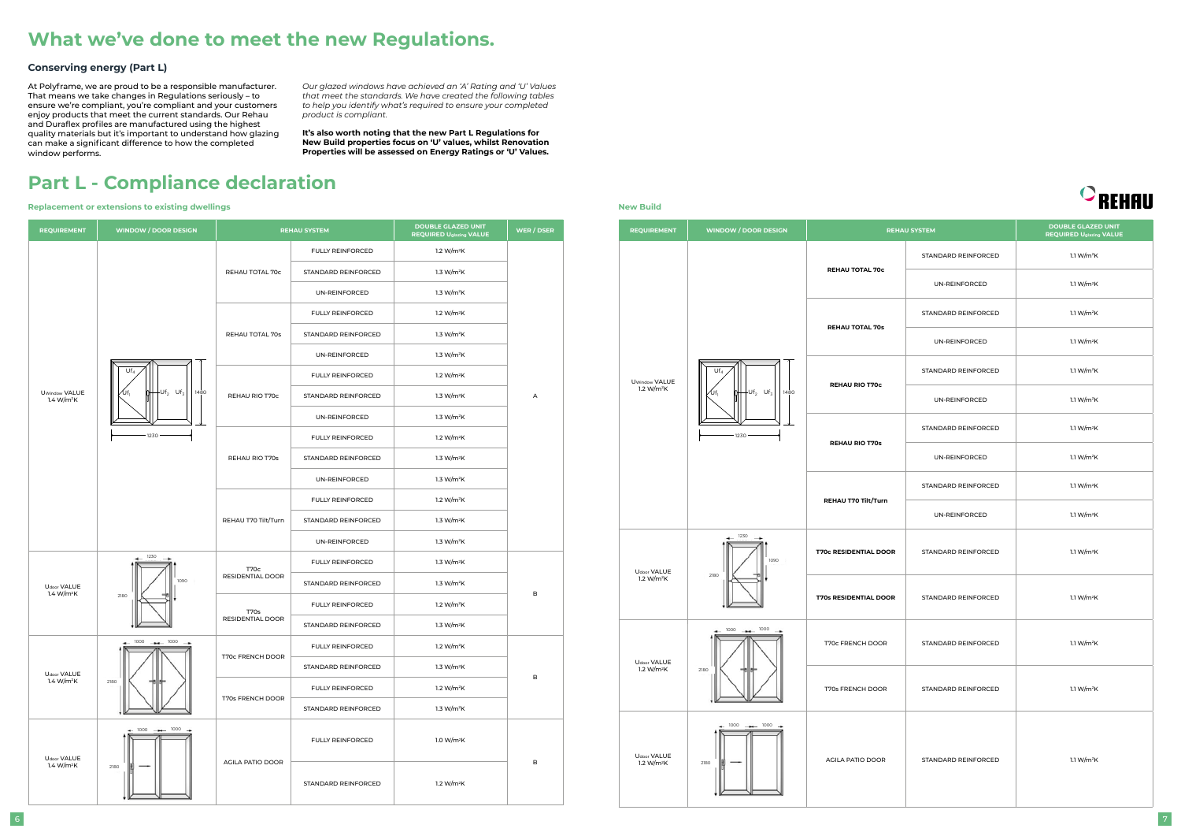# What we've done to meet the new Regulations.

### Conserving energy (Part L)

At Polyframe, we are proud to be a responsible manufacturer. That means we take changes in Regulations seriously – to ensure we're compliant, you're compliant and your customers enjoy products that meet the current standards. Our Rehau and Duraflex profiles are manufactured using the highest quality materials but it's important to understand how glazing can make a significant difference to how the completed window performs.

*Our glazed windows have achieved an 'A' Rating and 'U' Values that meet the standards. We have created the following tables to help you identify what's required to ensure your completed product is compliant.*

**It's also worth noting that the new Part L Regulations for New Build properties focus on 'U' values, whilst Renovation Properties will be assessed on Energy Ratings or 'U' Values.**

# Part L - Compliance declaration

REHAU

### Replacement or extensions to existing dwellings

| REQUIREMENT | WINDOW / DOOR DESIGN | REHAU SYSTEM | | DOUBLE GLAZED UNIT REQUIRED $U_{glazing}$ VALUE | WER / DSER |
|---|---|---|---|---|---|
| $U_{Window}$ VALUE 1.4 W/m²K | $Uf_4$, $Uf_1$, $Uf_2$, $Uf_3$; 1230 × 1480 | REHAU TOTAL 70c | FULLY REINFORCED | 1.2 W/m²K | A |
| | | | STANDARD REINFORCED | 1.3 W/m²K | |
| | | | UN-REINFORCED | 1.3 W/m²K | |
| | | REHAU TOTAL 70s | FULLY REINFORCED | 1.2 W/m²K | |
| | | | STANDARD REINFORCED | 1.3 W/m²K | |
| | | | UN-REINFORCED | 1.3 W/m²K | |
| | | REHAU RIO T70c | FULLY REINFORCED | 1.2 W/m²K | |
| | | | STANDARD REINFORCED | 1.3 W/m²K | |
| | | | UN-REINFORCED | 1.3 W/m²K | |
| | | REHAU RIO T70s | FULLY REINFORCED | 1.2 W/m²K | |
| | | | STANDARD REINFORCED | 1.3 W/m²K | |
| | | | UN-REINFORCED | 1.3 W/m²K | |
| | | REHAU T70 Tilt/Turn | FULLY REINFORCED | 1.2 W/m²K | |
| | | | STANDARD REINFORCED | 1.3 W/m²K | |
| | | | UN-REINFORCED | 1.3 W/m²K | |
| $U_{door}$ VALUE 1.4 W/m²K | 1230; 1090; 2180 | T70c RESIDENTIAL DOOR | FULLY REINFORCED | 1.3 W/m²K | B |
| | | | STANDARD REINFORCED | 1.3 W/m²K | |
| | | T70s RESIDENTIAL DOOR | FULLY REINFORCED | 1.2 W/m²K | |
| | | | STANDARD REINFORCED | 1.3 W/m²K | |
| $U_{door}$ VALUE 1.4 W/m²K | 1000, 1000; 2180 | T70c FRENCH DOOR | FULLY REINFORCED | 1.2 W/m²K | B |
| | | | STANDARD REINFORCED | 1.3 W/m²K | |
| | | T70s FRENCH DOOR | FULLY REINFORCED | 1.2 W/m²K | |
| | | | STANDARD REINFORCED | 1.3 W/m²K | |
| $U_{door}$ VALUE 1.4 W/m²K | 1000, 1000; 2180 | AGILA PATIO DOOR | FULLY REINFORCED | 1.0 W/m²K | B |
| | | | STANDARD REINFORCED | 1.2 W/m²K | |

### New Build

| REQUIREMENT | WINDOW / DOOR DESIGN | REHAU SYSTEM | | DOUBLE GLAZED UNIT REQUIRED $U_{glazing}$ VALUE |
|---|---|---|---|---|
| $U_{Window}$ VALUE 1.2 W/m²K | $Uf_4$, $Uf_1$, $Uf_2$, $Uf_3$; 1230 × 1480 | REHAU TOTAL 70c | STANDARD REINFORCED | 1.1 W/m²K |
| | | | UN-REINFORCED | 1.1 W/m²K |
| | | REHAU TOTAL 70s | STANDARD REINFORCED | 1.1 W/m²K |
| | | | UN-REINFORCED | 1.1 W/m²K |
| | | REHAU RIO T70c | STANDARD REINFORCED | 1.1 W/m²K |
| | | | UN-REINFORCED | 1.1 W/m²K |
| | | REHAU RIO T70s | STANDARD REINFORCED | 1.1 W/m²K |
| | | | UN-REINFORCED | 1.1 W/m²K |
| | | REHAU T70 Tilt/Turn | STANDARD REINFORCED | 1.1 W/m²K |
| | | | UN-REINFORCED | 1.1 W/m²K |
| $U_{door}$ VALUE 1.2 W/m²K | 1230; 1090; 2180 | T70c RESIDENTIAL DOOR | STANDARD REINFORCED | 1.1 W/m²K |
| | | T70s RESIDENTIAL DOOR | STANDARD REINFORCED | 1.1 W/m²K |
| $U_{door}$ VALUE 1.2 W/m²K | 1000, 1000; 2180 | T70c FRENCH DOOR | STANDARD REINFORCED | 1.1 W/m²K |
| | | T70s FRENCH DOOR | STANDARD REINFORCED | 1.1 W/m²K |
| $U_{door}$ VALUE 1.2 W/m²K | 1000, 1000; 2180 | AGILA PATIO DOOR | STANDARD REINFORCED | 1.1 W/m²K |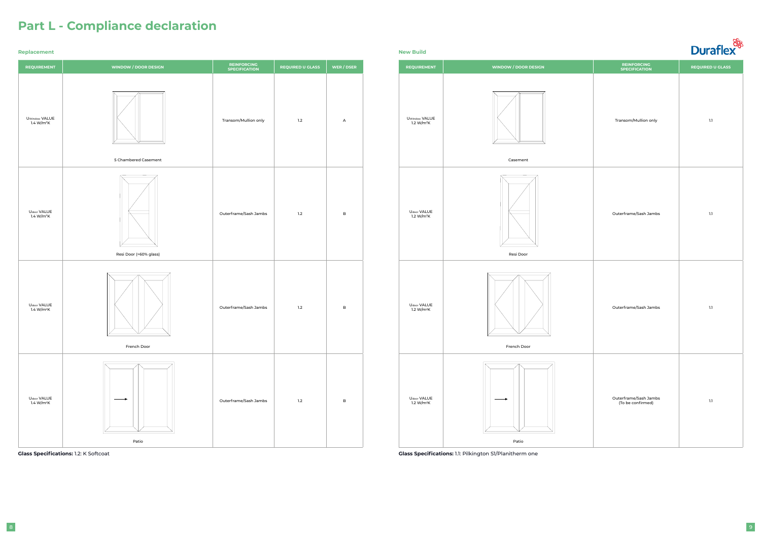# Part L - Compliance declaration

## Replacement

| REQUIREMENT | WINDOW / DOOR DESIGN | REINFORCING SPECIFICATION | REQUIRED U GLASS | WER / DSER |
|---|---|---|---|---|
| $U_{Window}$ VALUE 1.4 W/m²K | 5 Chambered Casement | Transom/Mullion only | 1.2 | A |
| $U_{door}$ VALUE 1.4 W/m²K | Resi Door (>60% glass) | Outerframe/Sash Jambs | 1.2 | B |
| $U_{door}$ VALUE 1.4 W/m²K | French Door | Outerframe/Sash Jambs | 1.2 | B |
| $U_{door}$ VALUE 1.4 W/m²K | Patio | Outerframe/Sash Jambs | 1.2 | B |

**Glass Specifications:** 1.2: K Softcoat

## New Build

| REQUIREMENT | WINDOW / DOOR DESIGN | REINFORCING SPECIFICATION | REQUIRED U GLASS |
|---|---|---|---|
| $U_{Window}$ VALUE 1.2 W/m²K | Casement | Transom/Mullion only | 1.1 |
| $U_{door}$ VALUE 1.2 W/m²K | Resi Door | Outerframe/Sash Jambs | 1.1 |
| $U_{door}$ VALUE 1.2 W/m²K | French Door | Outerframe/Sash Jambs | 1.1 |
| $U_{door}$ VALUE 1.2 W/m²K | Patio | Outerframe/Sash Jambs (To be confirmed) | 1.1 |

**Glass Specifications:** 1.1: Pilkington S1/Planitherm one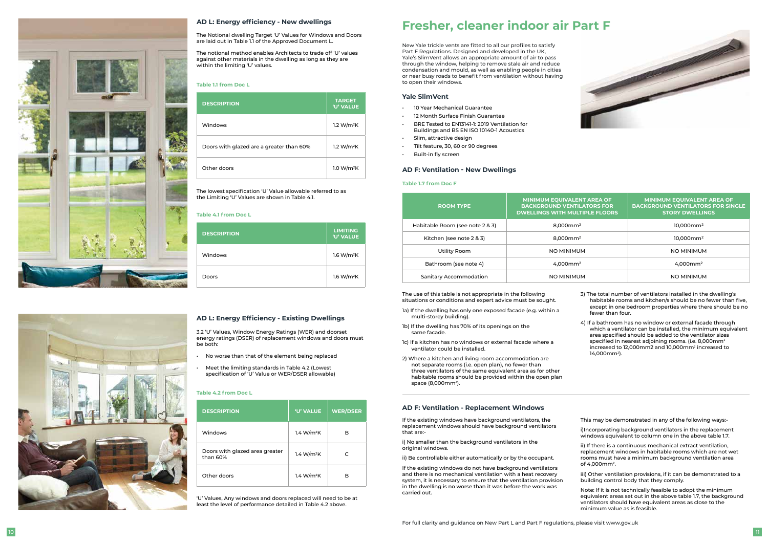## AD L: Energy efficiency - New dwellings

The Notional dwelling Target 'U' Values for Windows and Doors are laid out in Table 1.1 of the Approved Document L.

The notional method enables Architects to trade off 'U' values against other materials in the dwelling as long as they are within the limiting 'U' values.

**Table 1.1 from Doc L**

| DESCRIPTION | TARGET 'U' VALUE |
|---|---|
| Windows | 1.2 W/m²K |
| Doors with glazed are a greater than 60% | 1.2 W/m²K |
| Other doors | 1.0 W/m²K |

The lowest specification 'U' Value allowable referred to as the Limiting 'U' Values are shown in Table 4.1.

**Table 4.1 from Doc L**

| DESCRIPTION | LIMITING 'U' VALUE |
|---|---|
| Windows | 1.6 W/m²K |
| Doors | 1.6 W/m²K |

## AD L: Energy Efficiency - Existing Dwellings

3.2 'U' Values, Window Energy Ratings (WER) and doorset energy ratings (DSER) of replacement windows and doors must be both:

- No worse than that of the element being replaced
- Meet the limiting standards in Table 4.2 (Lowest specification of 'U' Value or WER/DSER allowable)

**Table 4.2 from Doc L**

| DESCRIPTION | 'U' VALUE | WER/DSER |
|---|---|---|
| Windows | 1.4 W/m²K | B |
| Doors with glazed area greater than 60% | 1.4 W/m²K | C |
| Other doors | 1.4 W/m²K | B |

'U' Values, Any windows and doors replaced will need to be at least the level of performance detailed in Table 4.2 above.

# Fresher, cleaner indoor air Part F

New Yale trickle vents are fitted to all our profiles to satisfy Part F Regulations. Designed and developed in the UK, Yale's SlimVent allows an appropriate amount of air to pass through the window, helping to remove stale air and reduce condensation and mould, as well as enabling people in cities or near busy roads to benefit from ventilation without having to open their windows.

### Yale SlimVent

- 10 Year Mechanical Guarantee
- 12 Month Surface Finish Guarantee
- BRE Tested to EN13141-1: 2019 Ventilation for Buildings and BS EN ISO 10140-1 Acoustics
- Slim, attractive design
- Tilt feature, 30, 60 or 90 degrees
- Built-in fly screen

## AD F: Ventilation - New Dwellings

**Table 1.7 from Doc F**

| ROOM TYPE | MINIMUM EQUIVALENT AREA OF BACKGROUND VENTILATORS FOR DWELLINGS WITH MULTIPLE FLOORS | MINIMUM EQUIVALENT AREA OF BACKGROUND VENTILATORS FOR SINGLE STORY DWELLINGS |
|---|---|---|
| Habitable Room (see note 2 & 3) | 8,000mm² | 10,000mm² |
| Kitchen (see note 2 & 3) | 8,000mm² | 10,000mm² |
| Utility Room | NO MINIMUM | NO MINIMUM |
| Bathroom (see note 4) | 4,000mm² | 4,000mm² |
| Sanitary Accommodation | NO MINIMUM | NO MINIMUM |

The use of this table is not appropriate in the following situations or conditions and expert advice must be sought.

1a) If the dwelling has only one exposed facade (e.g. within a multi-storey building).

1b) If the dwelling has 70% of its openings on the same facade.

1c) If a kitchen has no windows or external facade where a ventilator could be installed.

2) Where a kitchen and living room accommodation are not separate rooms (i.e. open plan), no fewer than three ventilators of the same equivalent area as for other habitable rooms should be provided within the open plan space (8,000mm²).

3) The total number of ventilators installed in the dwelling's habitable rooms and kitchen/s should be no fewer than five, except in one bedroom properties where there should be no fewer than four.

4) If a bathroom has no window or external facade through which a ventilator can be installed, the minimum equivalent area specified should be added to the ventilator sizes specified in nearest adjoining rooms. (i.e. 8,000mm² increased to 12,000mm2 and 10,000mm² increased to 14,000mm²).

## AD F: Ventilation - Replacement Windows

If the existing windows have background ventilators, the replacement windows should have background ventilators that are:-

i) No smaller than the background ventilators in the original windows.

ii) Be controllable either automatically or by the occupant.

If the existing windows do not have background ventilators and there is no mechanical ventilation with a heat recovery system, it is necessary to ensure that the ventilation provision in the dwelling is no worse than it was before the work was carried out.

This may be demonstrated in any of the following ways:-

i)Incorporating background ventilators in the replacement windows equivalent to column one in the above table 1.7.

ii) If there is a continuous mechanical extract ventilation, replacement windows in habitable rooms which are not wet rooms must have a minimum background ventilation area of 4,000mm².

iii) Other ventilation provisions, if it can be demonstrated to a building control body that they comply.

Note: If it is not technically feasible to adopt the minimum equivalent areas set out in the above table 1.7, the background ventilators should have equivalent areas as close to the minimum value as is feasible.

For full clarity and guidance on New Part L and Part F regulations, please visit www.gov.uk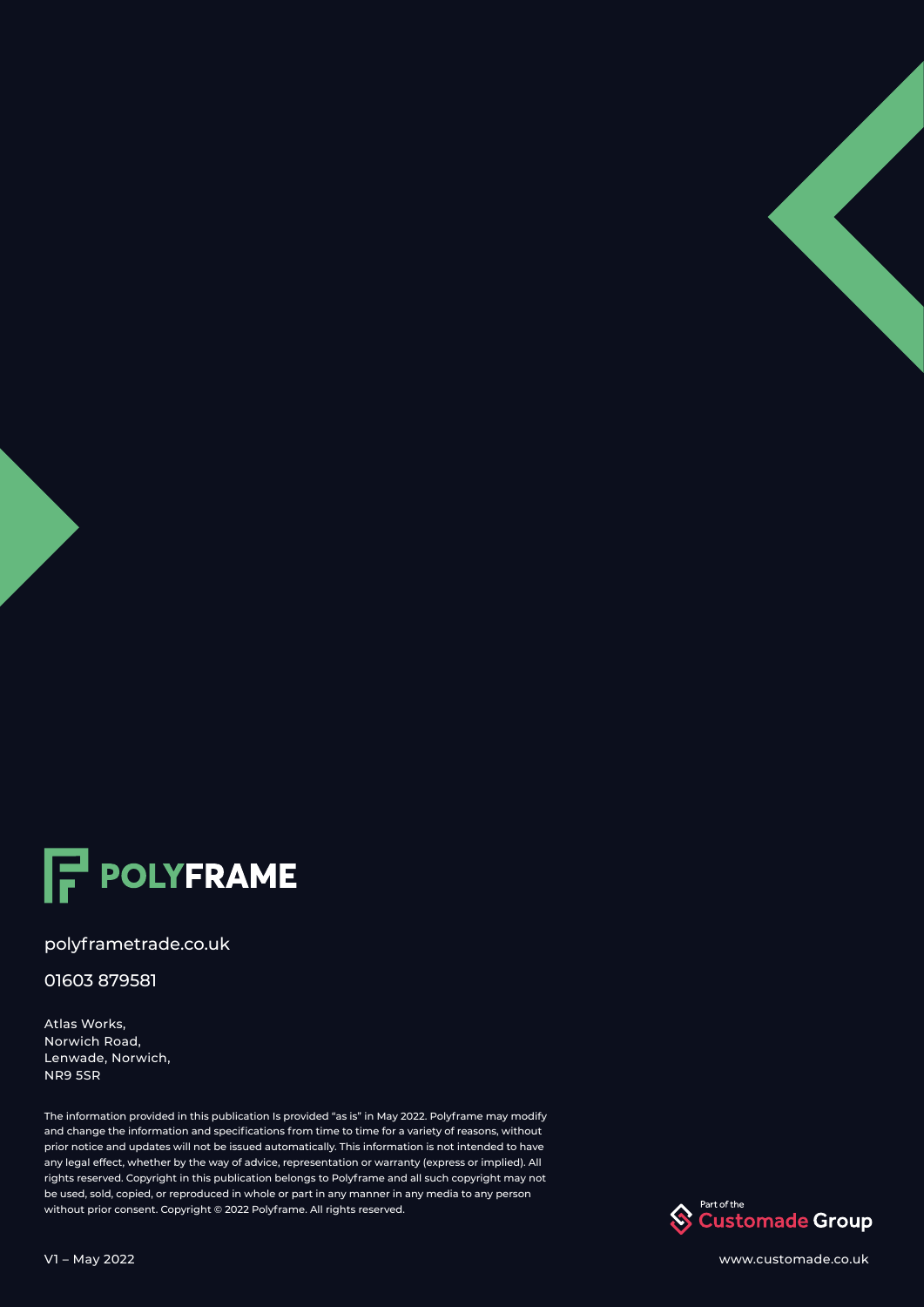POLYFRAME

polyframetrade.co.uk

01603 879581

Atlas Works,
Norwich Road,
Lenwade, Norwich,
NR9 5SR

The information provided in this publication Is provided "as is" in May 2022. Polyframe may modify and change the information and specifications from time to time for a variety of reasons, without prior notice and updates will not be issued automatically. This information is not intended to have any legal effect, whether by the way of advice, representation or warranty (express or implied). All rights reserved. Copyright in this publication belongs to Polyframe and all such copyright may not be used, sold, copied, or reproduced in whole or part in any manner in any media to any person without prior consent. Copyright © 2022 Polyframe. All rights reserved.

Part of the Customade Group

V1 – May 2022

www.customade.co.uk